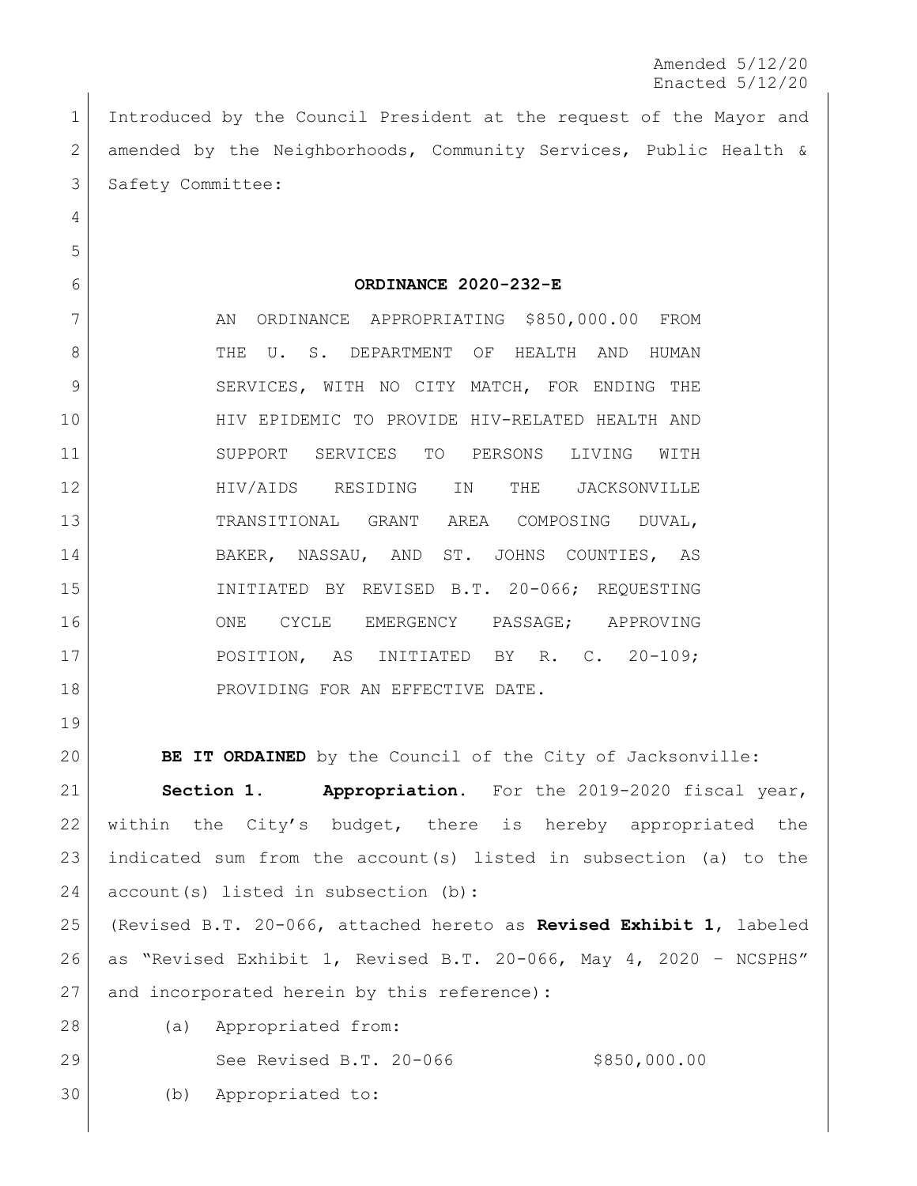Amended 5/12/20
Enacted 5/12/20

Introduced by the Council President at the request of the Mayor and amended by the Neighborhoods, Community Services, Public Health & Safety Committee:

**ORDINANCE 2020-232-E**

AN ORDINANCE APPROPRIATING $850,000.00 FROM THE U. S. DEPARTMENT OF HEALTH AND HUMAN SERVICES, WITH NO CITY MATCH, FOR ENDING THE HIV EPIDEMIC TO PROVIDE HIV-RELATED HEALTH AND SUPPORT SERVICES TO PERSONS LIVING WITH HIV/AIDS RESIDING IN THE JACKSONVILLE TRANSITIONAL GRANT AREA COMPOSING DUVAL, BAKER, NASSAU, AND ST. JOHNS COUNTIES, AS INITIATED BY REVISED B.T. 20-066; REQUESTING ONE CYCLE EMERGENCY PASSAGE; APPROVING POSITION, AS INITIATED BY R. C. 20-109; PROVIDING FOR AN EFFECTIVE DATE.

**BE IT ORDAINED** by the Council of the City of Jacksonville:

**Section 1. Appropriation.** For the 2019-2020 fiscal year, within the City's budget, there is hereby appropriated the indicated sum from the account(s) listed in subsection (a) to the account(s) listed in subsection (b):

(Revised B.T. 20-066, attached hereto as **Revised Exhibit 1**, labeled as "Revised Exhibit 1, Revised B.T. 20-066, May 4, 2020 – NCSPHS" and incorporated herein by this reference):

(a) Appropriated from:

See Revised B.T. 20-066 $850,000.00

(b) Appropriated to: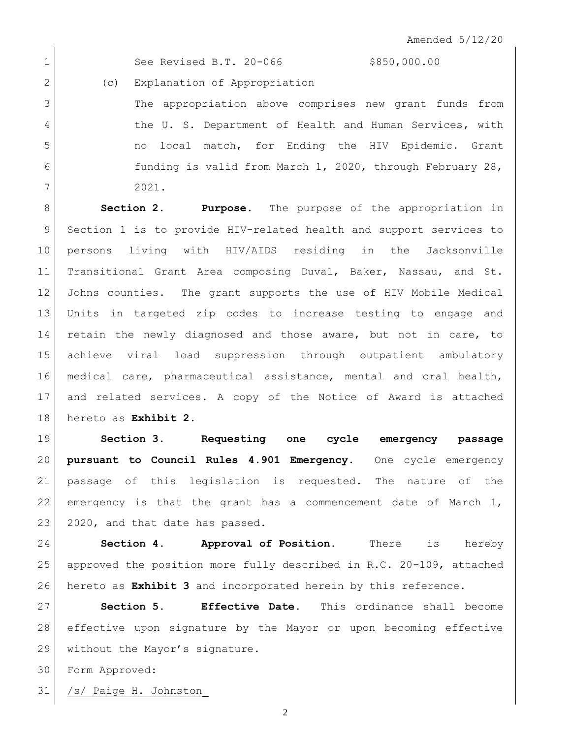Amended 5/12/20

See Revised B.T. 20-066 $850,000.00

(c) Explanation of Appropriation

The appropriation above comprises new grant funds from the U. S. Department of Health and Human Services, with no local match, for Ending the HIV Epidemic. Grant funding is valid from March 1, 2020, through February 28, 2021.

**Section 2. Purpose.** The purpose of the appropriation in Section 1 is to provide HIV-related health and support services to persons living with HIV/AIDS residing in the Jacksonville Transitional Grant Area composing Duval, Baker, Nassau, and St. Johns counties. The grant supports the use of HIV Mobile Medical Units in targeted zip codes to increase testing to engage and retain the newly diagnosed and those aware, but not in care, to achieve viral load suppression through outpatient ambulatory medical care, pharmaceutical assistance, mental and oral health, and related services. A copy of the Notice of Award is attached hereto as **Exhibit 2**.

**Section 3. Requesting one cycle emergency passage pursuant to Council Rules 4.901 Emergency.** One cycle emergency passage of this legislation is requested. The nature of the emergency is that the grant has a commencement date of March 1, 2020, and that date has passed.

**Section 4. Approval of Position.** There is hereby approved the position more fully described in R.C. 20-109, attached hereto as **Exhibit 3** and incorporated herein by this reference.

**Section 5. Effective Date.** This ordinance shall become effective upon signature by the Mayor or upon becoming effective without the Mayor's signature.

Form Approved:

/s/ Paige H. Johnston_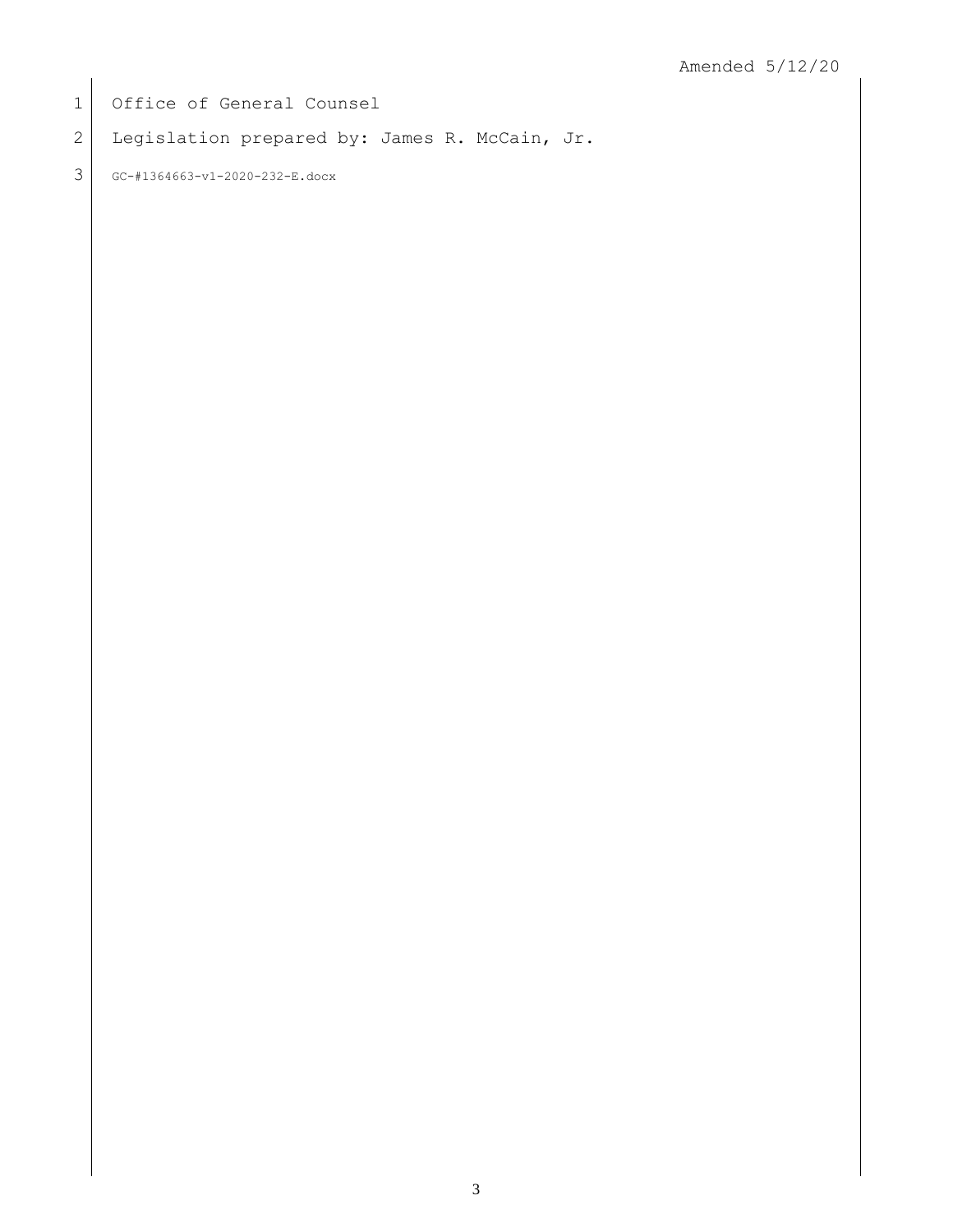Amended 5/12/20

Office of General Counsel

Legislation prepared by: James R. McCain, Jr.

GC-#1364663-v1-2020-232-E.docx